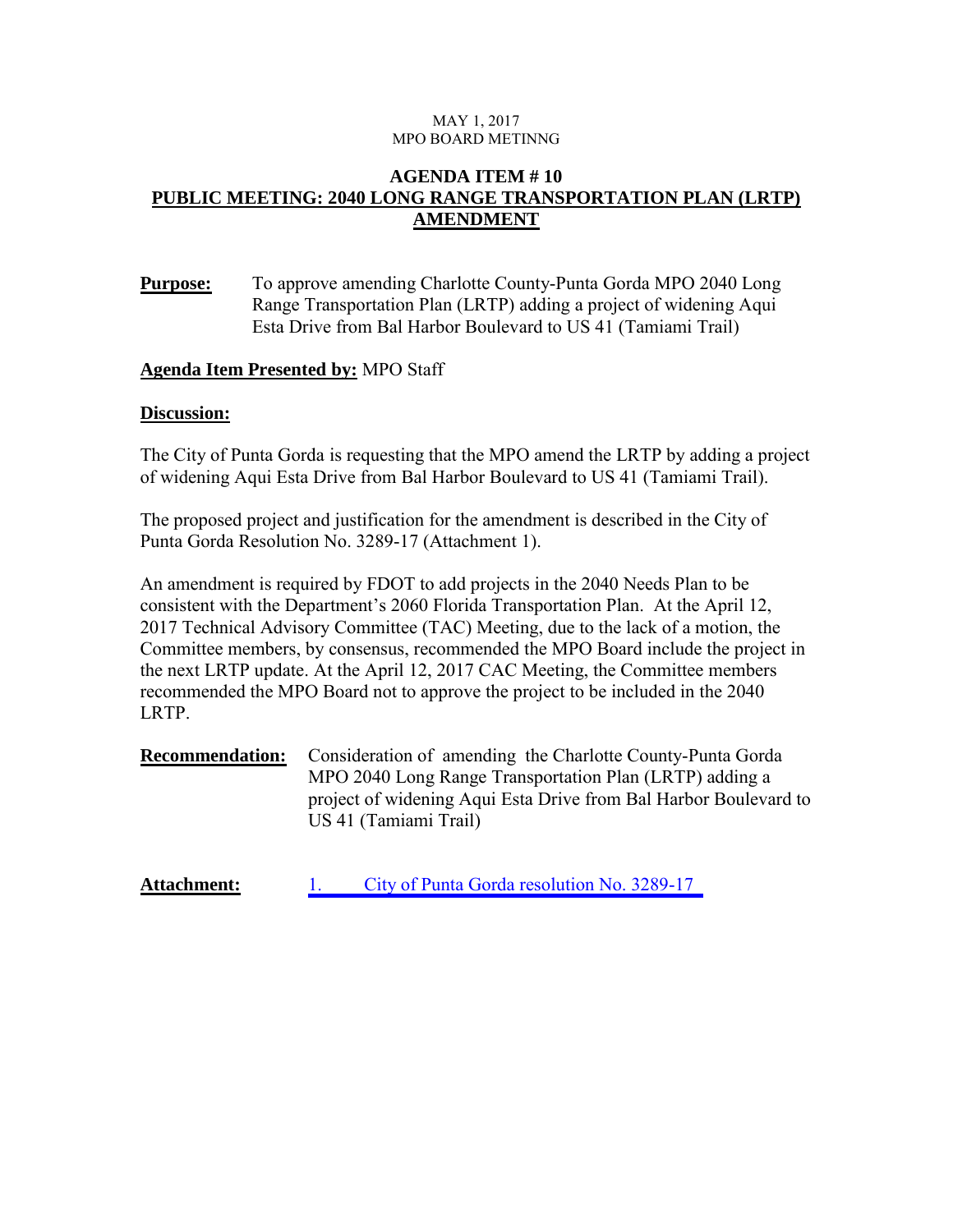MAY 1, 2017
MPO BOARD METINNG

## AGENDA ITEM # 10
## PUBLIC MEETING: 2040 LONG RANGE TRANSPORTATION PLAN (LRTP) AMENDMENT

**Purpose:** To approve amending Charlotte County-Punta Gorda MPO 2040 Long Range Transportation Plan (LRTP) adding a project of widening Aqui Esta Drive from Bal Harbor Boulevard to US 41 (Tamiami Trail)

**Agenda Item Presented by:** MPO Staff

**Discussion:**

The City of Punta Gorda is requesting that the MPO amend the LRTP by adding a project of widening Aqui Esta Drive from Bal Harbor Boulevard to US 41 (Tamiami Trail).

The proposed project and justification for the amendment is described in the City of Punta Gorda Resolution No. 3289-17 (Attachment 1).

An amendment is required by FDOT to add projects in the 2040 Needs Plan to be consistent with the Department's 2060 Florida Transportation Plan. At the April 12, 2017 Technical Advisory Committee (TAC) Meeting, due to the lack of a motion, the Committee members, by consensus, recommended the MPO Board include the project in the next LRTP update. At the April 12, 2017 CAC Meeting, the Committee members recommended the MPO Board not to approve the project to be included in the 2040 LRTP.

**Recommendation:** Consideration of amending the Charlotte County-Punta Gorda MPO 2040 Long Range Transportation Plan (LRTP) adding a project of widening Aqui Esta Drive from Bal Harbor Boulevard to US 41 (Tamiami Trail)

**Attachment:** 1. City of Punta Gorda resolution No. 3289-17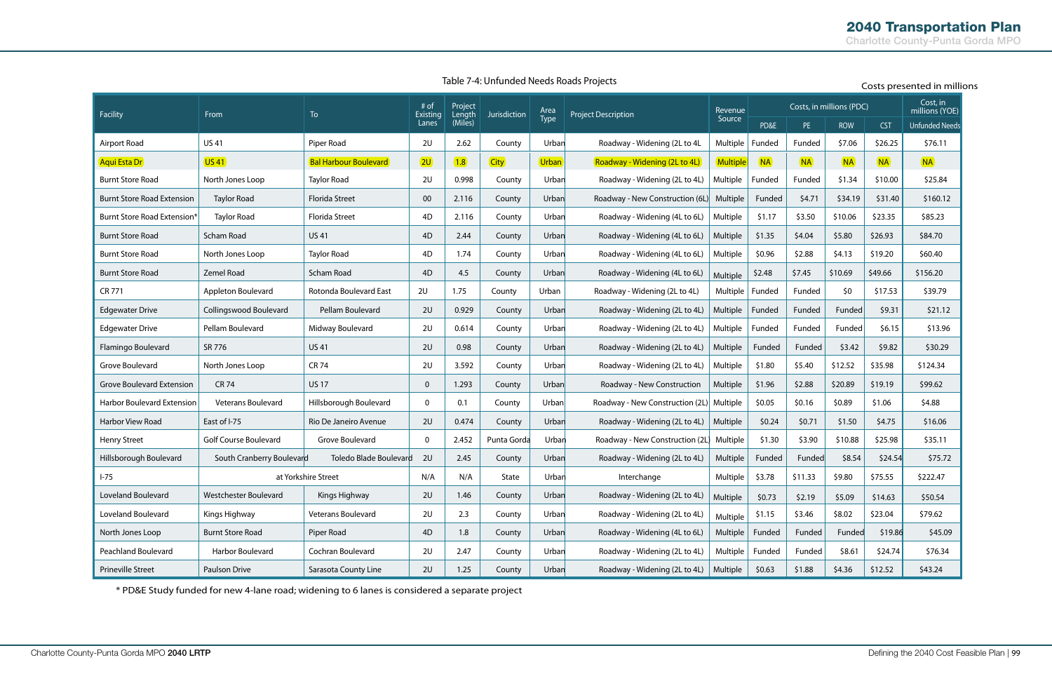Table 7-4: Unfunded Needs Roads Projects

Costs presented in millions

| Facility | From | To | # of Existing Lanes | Project Length (Miles) | Jurisdiction | Area Type | Project Description | Revenue Source | Costs, in millions (PDC) | | | | Cost, in millions (YOE) |
|---|---|---|---|---|---|---|---|---|---|---|---|---|---|
| | | | | | | | | | PD&E | PE | ROW | CST | Unfunded Needs |
| Airport Road | US 41 | Piper Road | 2U | 2.62 | County | Urban | Roadway - Widening (2L to 4L | Multiple | Funded | Funded | $7.06 | $26.25 | $76.11 |
| Aqui Esta Dr | US 41 | Bal Harbour Boulevard | 2U | 1.8 | City | Urban | Roadway - Widening (2L to 4L) | Multiple | NA | NA | NA | NA | NA |
| Burnt Store Road | North Jones Loop | Taylor Road | 2U | 0.998 | County | Urban | Roadway - Widening (2L to 4L) | Multiple | Funded | Funded | $1.34 | $10.00 | $25.84 |
| Burnt Store Road Extension | Taylor Road | Florida Street | 00 | 2.116 | County | Urban | Roadway - New Construction (6L) | Multiple | Funded | $4.71 | $34.19 | $31.40 | $160.12 |
| Burnt Store Road Extension* | Taylor Road | Florida Street | 4D | 2.116 | County | Urban | Roadway - Widening (4L to 6L) | Multiple | $1.17 | $3.50 | $10.06 | $23.35 | $85.23 |
| Burnt Store Road | Scham Road | US 41 | 4D | 2.44 | County | Urban | Roadway - Widening (4L to 6L) | Multiple | $1.35 | $4.04 | $5.80 | $26.93 | $84.70 |
| Burnt Store Road | North Jones Loop | Taylor Road | 4D | 1.74 | County | Urban | Roadway - Widening (4L to 6L) | Multiple | $0.96 | $2.88 | $4.13 | $19.20 | $60.40 |
| Burnt Store Road | Zemel Road | Scham Road | 4D | 4.5 | County | Urban | Roadway - Widening (4L to 6L) | Multiple | $2.48 | $7.45 | $10.69 | $49.66 | $156.20 |
| CR 771 | Appleton Boulevard | Rotonda Boulevard East | 2U | 1.75 | County | Urban | Roadway - Widening (2L to 4L) | Multiple | Funded | Funded | $0 | $17.53 | $39.79 |
| Edgewater Drive | Collingswood Boulevard | Pellam Boulevard | 2U | 0.929 | County | Urban | Roadway - Widening (2L to 4L) | Multiple | Funded | Funded | Funded | $9.31 | $21.12 |
| Edgewater Drive | Pellam Boulevard | Midway Boulevard | 2U | 0.614 | County | Urban | Roadway - Widening (2L to 4L) | Multiple | Funded | Funded | Funded | $6.15 | $13.96 |
| Flamingo Boulevard | SR 776 | US 41 | 2U | 0.98 | County | Urban | Roadway - Widening (2L to 4L) | Multiple | Funded | Funded | $3.42 | $9.82 | $30.29 |
| Grove Boulevard | North Jones Loop | CR 74 | 2U | 3.592 | County | Urban | Roadway - Widening (2L to 4L) | Multiple | $1.80 | $5.40 | $12.52 | $35.98 | $124.34 |
| Grove Boulevard Extension | CR 74 | US 17 | 0 | 1.293 | County | Urban | Roadway - New Construction | Multiple | $1.96 | $2.88 | $20.89 | $19.19 | $99.62 |
| Harbor Boulevard Extension | Veterans Boulevard | Hillsborough Boulevard | 0 | 0.1 | County | Urban | Roadway - New Construction (2L) | Multiple | $0.05 | $0.16 | $0.89 | $1.06 | $4.88 |
| Harbor View Road | East of I-75 | Rio De Janeiro Avenue | 2U | 0.474 | County | Urban | Roadway - Widening (2L to 4L) | Multiple | $0.24 | $0.71 | $1.50 | $4.75 | $16.06 |
| Henry Street | Golf Course Boulevard | Grove Boulevard | 0 | 2.452 | Punta Gorda | Urban | Roadway - New Construction (2L) | Multiple | $1.30 | $3.90 | $10.88 | $25.98 | $35.11 |
| Hillsborough Boulevard | South Cranberry Boulevard | Toledo Blade Boulevard | 2U | 2.45 | County | Urban | Roadway - Widening (2L to 4L) | Multiple | Funded | Funded | $8.54 | $24.54 | $75.72 |
| I-75 | at Yorkshire Street | | N/A | N/A | State | Urban | Interchange | Multiple | $3.78 | $11.33 | $9.80 | $75.55 | $222.47 |
| Loveland Boulevard | Westchester Boulevard | Kings Highway | 2U | 1.46 | County | Urban | Roadway - Widening (2L to 4L) | Multiple | $0.73 | $2.19 | $5.09 | $14.63 | $50.54 |
| Loveland Boulevard | Kings Highway | Veterans Boulevard | 2U | 2.3 | County | Urban | Roadway - Widening (2L to 4L) | Multiple | $1.15 | $3.46 | $8.02 | $23.04 | $79.62 |
| North Jones Loop | Burnt Store Road | Piper Road | 4D | 1.8 | County | Urban | Roadway - Widening (4L to 6L) | Multiple | Funded | Funded | Funded | $19.86 | $45.09 |
| Peachland Boulevard | Harbor Boulevard | Cochran Boulevard | 2U | 2.47 | County | Urban | Roadway - Widening (2L to 4L) | Multiple | Funded | Funded | $8.61 | $24.74 | $76.34 |
| Prineville Street | Paulson Drive | Sarasota County Line | 2U | 1.25 | County | Urban | Roadway - Widening (2L to 4L) | Multiple | $0.63 | $1.88 | $4.36 | $12.52 | $43.24 |

* PD&E Study funded for new 4-lane road; widening to 6 lanes is considered a separate project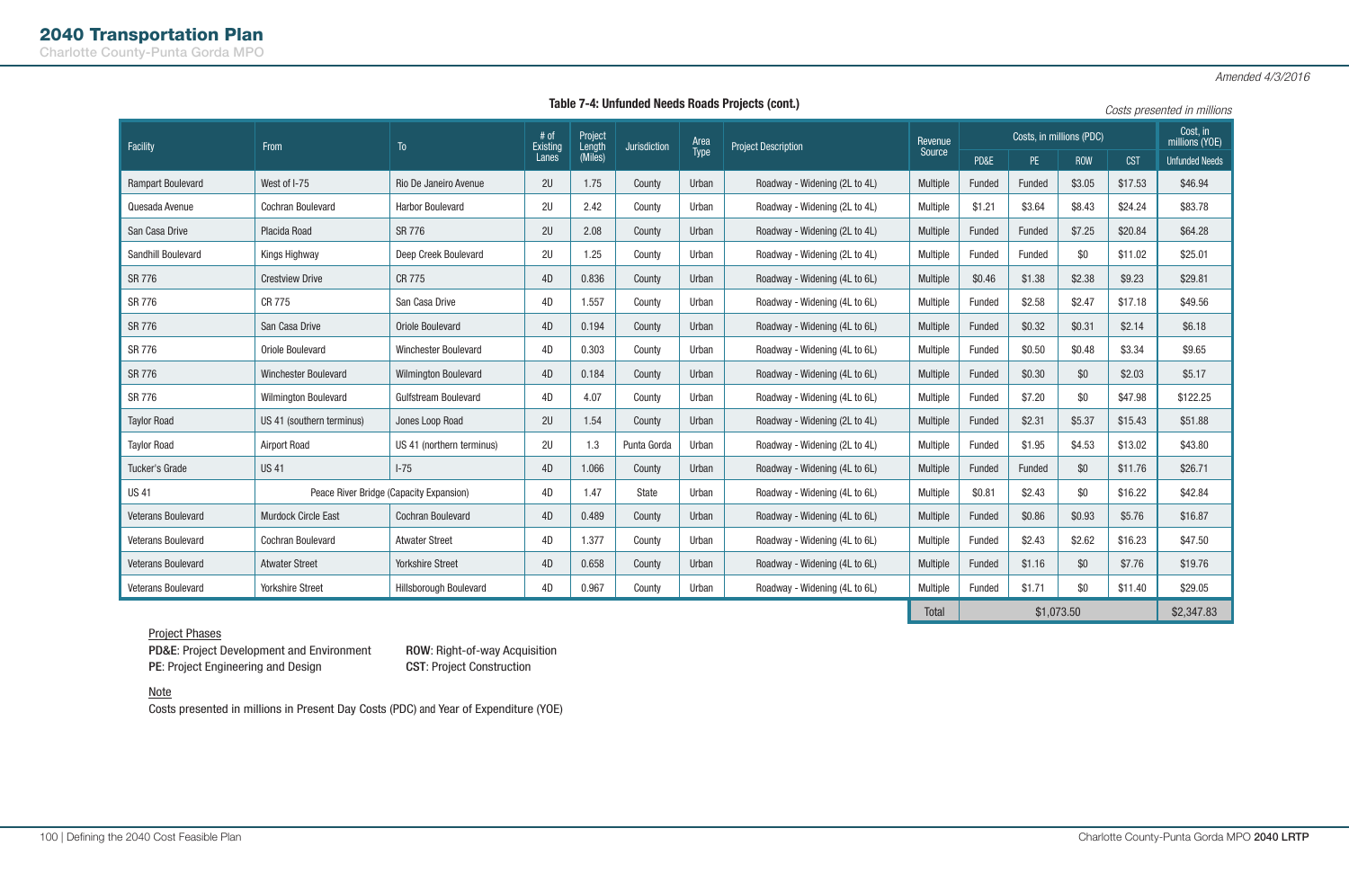Amended 4/3/2016

**Table 7-4: Unfunded Needs Roads Projects (cont.)**

*Costs presented in millions*

| Facility | From | To | # of Existing Lanes | Project Length (Miles) | Jurisdiction | Area Type | Project Description | Revenue Source | Costs, in millions (PDC) | | | | Cost, in millions (YOE) |
|---|---|---|---|---|---|---|---|---|---|---|---|---|---|
| | | | | | | | | | PD&E | PE | ROW | CST | Unfunded Needs |
| Rampart Boulevard | West of I-75 | Rio De Janeiro Avenue | 2U | 1.75 | County | Urban | Roadway - Widening (2L to 4L) | Multiple | Funded | Funded | $3.05 | $17.53 | $46.94 |
| Quesada Avenue | Cochran Boulevard | Harbor Boulevard | 2U | 2.42 | County | Urban | Roadway - Widening (2L to 4L) | Multiple | $1.21 | $3.64 | $8.43 | $24.24 | $83.78 |
| San Casa Drive | Placida Road | SR 776 | 2U | 2.08 | County | Urban | Roadway - Widening (2L to 4L) | Multiple | Funded | Funded | $7.25 | $20.84 | $64.28 |
| Sandhill Boulevard | Kings Highway | Deep Creek Boulevard | 2U | 1.25 | County | Urban | Roadway - Widening (2L to 4L) | Multiple | Funded | Funded | $0 | $11.02 | $25.01 |
| SR 776 | Crestview Drive | CR 775 | 4D | 0.836 | County | Urban | Roadway - Widening (4L to 6L) | Multiple | $0.46 | $1.38 | $2.38 | $9.23 | $29.81 |
| SR 776 | CR 775 | San Casa Drive | 4D | 1.557 | County | Urban | Roadway - Widening (4L to 6L) | Multiple | Funded | $2.58 | $2.47 | $17.18 | $49.56 |
| SR 776 | San Casa Drive | Oriole Boulevard | 4D | 0.194 | County | Urban | Roadway - Widening (4L to 6L) | Multiple | Funded | $0.32 | $0.31 | $2.14 | $6.18 |
| SR 776 | Oriole Boulevard | Winchester Boulevard | 4D | 0.303 | County | Urban | Roadway - Widening (4L to 6L) | Multiple | Funded | $0.50 | $0.48 | $3.34 | $9.65 |
| SR 776 | Winchester Boulevard | Wilmington Boulevard | 4D | 0.184 | County | Urban | Roadway - Widening (4L to 6L) | Multiple | Funded | $0.30 | $0 | $2.03 | $5.17 |
| SR 776 | Wilmington Boulevard | Gulfstream Boulevard | 4D | 4.07 | County | Urban | Roadway - Widening (4L to 6L) | Multiple | Funded | $7.20 | $0 | $47.98 | $122.25 |
| Taylor Road | US 41 (southern terminus) | Jones Loop Road | 2U | 1.54 | County | Urban | Roadway - Widening (2L to 4L) | Multiple | Funded | $2.31 | $5.37 | $15.43 | $51.88 |
| Taylor Road | Airport Road | US 41 (northern terminus) | 2U | 1.3 | Punta Gorda | Urban | Roadway - Widening (2L to 4L) | Multiple | Funded | $1.95 | $4.53 | $13.02 | $43.80 |
| Tucker's Grade | US 41 | I-75 | 4D | 1.066 | County | Urban | Roadway - Widening (4L to 6L) | Multiple | Funded | Funded | $0 | $11.76 | $26.71 |
| US 41 | Peace River Bridge (Capacity Expansion) | | 4D | 1.47 | State | Urban | Roadway - Widening (4L to 6L) | Multiple | $0.81 | $2.43 | $0 | $16.22 | $42.84 |
| Veterans Boulevard | Murdock Circle East | Cochran Boulevard | 4D | 0.489 | County | Urban | Roadway - Widening (4L to 6L) | Multiple | Funded | $0.86 | $0.93 | $5.76 | $16.87 |
| Veterans Boulevard | Cochran Boulevard | Atwater Street | 4D | 1.377 | County | Urban | Roadway - Widening (4L to 6L) | Multiple | Funded | $2.43 | $2.62 | $16.23 | $47.50 |
| Veterans Boulevard | Atwater Street | Yorkshire Street | 4D | 0.658 | County | Urban | Roadway - Widening (4L to 6L) | Multiple | Funded | $1.16 | $0 | $7.76 | $19.76 |
| Veterans Boulevard | Yorkshire Street | Hillsborough Boulevard | 4D | 0.967 | County | Urban | Roadway - Widening (4L to 6L) | Multiple | Funded | $1.71 | $0 | $11.40 | $29.05 |
| | | | | | | | | Total | $1,073.50 | | | | $2,347.83 |

Project Phases

**PD&E**: Project Development and Environment
**PE**: Project Engineering and Design
**ROW**: Right-of-way Acquisition
**CST**: Project Construction

Note

Costs presented in millions in Present Day Costs (PDC) and Year of Expenditure (YOE)